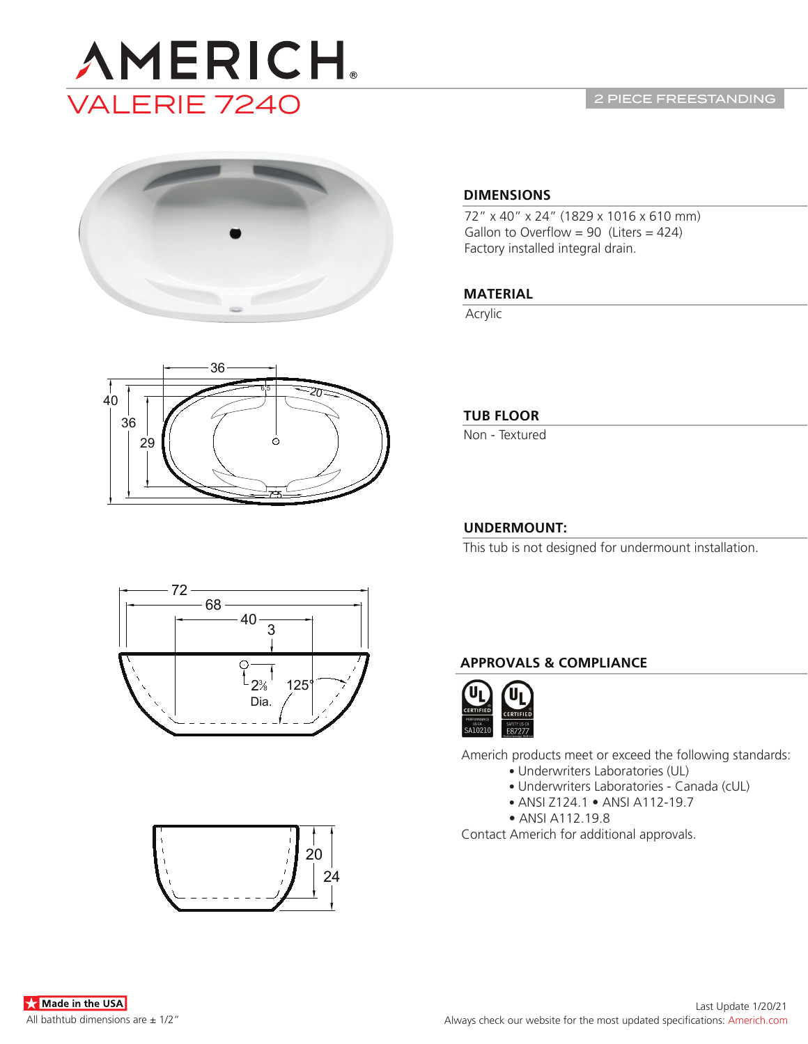# AMERICH®

## VALERIE 7240

2 PIECE FREESTANDING

### DIMENSIONS

72″ x 40″ x 24″ (1829 x 1016 x 610 mm)
Gallon to Overflow = 90 (Liters = 424)
Factory installed integral drain.

### MATERIAL

Acrylic

### TUB FLOOR

Non - Textured

### UNDERMOUNT:

This tub is not designed for undermount installation.

### APPROVALS & COMPLIANCE

Americh products meet or exceed the following standards:

- Underwriters Laboratories (UL)
- Underwriters Laboratories - Canada (cUL)
- ANSI Z124.1 • ANSI A112-19.7
- ANSI A112.19.8

Contact Americh for additional approvals.

Made in the USA

All bathtub dimensions are ± 1/2″

Last Update 1/20/21

Always check our website for the most updated specifications: Americh.com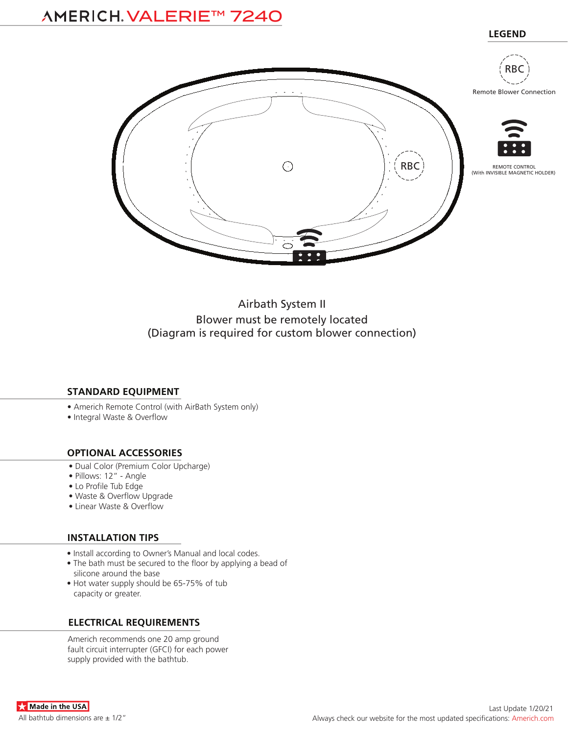# AMERICH. VALERIE™ 7240

## LEGEND

RBC
Remote Blower Connection

REMOTE CONTROL
(With INVISIBLE MAGNETIC HOLDER)

RBC

Airbath System II
Blower must be remotely located
(Diagram is required for custom blower connection)

## STANDARD EQUIPMENT

- Americh Remote Control (with AirBath System only)
- Integral Waste & Overflow

## OPTIONAL ACCESSORIES

- Dual Color (Premium Color Upcharge)
- Pillows: 12" - Angle
- Lo Profile Tub Edge
- Waste & Overflow Upgrade
- Linear Waste & Overflow

## INSTALLATION TIPS

- Install according to Owner's Manual and local codes.
- The bath must be secured to the floor by applying a bead of silicone around the base
- Hot water supply should be 65-75% of tub capacity or greater.

## ELECTRICAL REQUIREMENTS

Americh recommends one 20 amp ground fault circuit interrupter (GFCI) for each power supply provided with the bathtub.

Made in the USA
All bathtub dimensions are ± 1/2"

Last Update 1/20/21
Always check our website for the most updated specifications: Americh.com